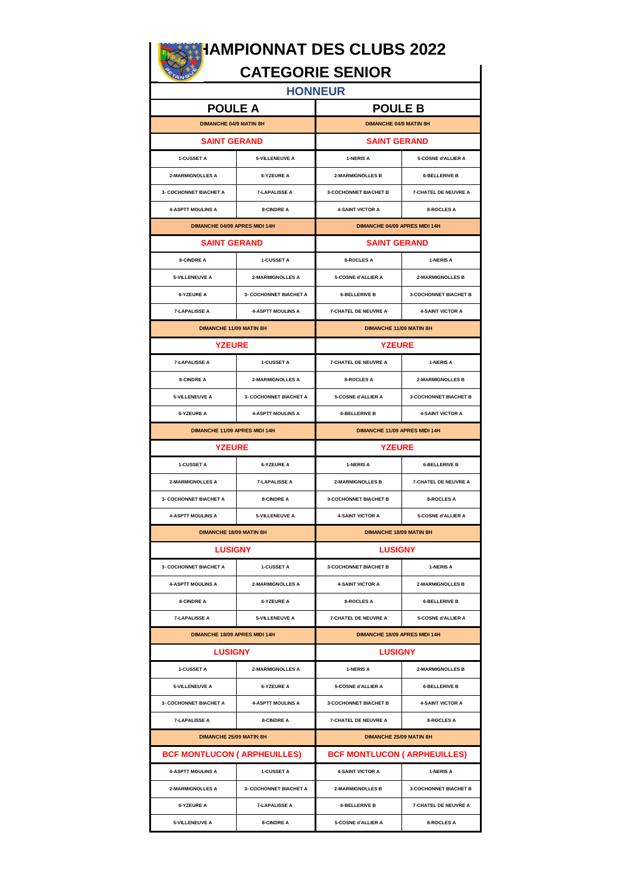# CHAMPIONNAT DES CLUBS 2022

## CATEGORIE SENIOR

### HONNEUR

| POULE A | | POULE B | |
|---|---|---|---|
| DIMANCHE 04/9 MATIN 8H | | DIMANCHE 04/9 MATIN 8H | |
| SAINT GERAND | | SAINT GERAND | |
| 1-CUSSET A | 5-VILLENEUVE A | 1-NERIS A | 5-COSNE d'ALLIER A |
| 2-MARMIGNOLLES A | 6-YZEURE A | 2-MARMIGNOLLES B | 6-BELLERIVE B |
| 3- COCHONNET BIACHET A | 7-LAPALISSE A | 3-COCHONNET BIACHET B | 7-CHATEL DE NEUVRE A |
| 4-ASPTT MOULINS A | 8-CINDRE A | 4-SAINT VICTOR A | 8-ROCLES A |
| DIMANCHE 04/09 APRES MIDI 14H | | DIMANCHE 04/09 APRES MIDI 14H | |
| SAINT GERAND | | SAINT GERAND | |
| 8-CINDRE A | 1-CUSSET A | 8-ROCLES A | 1-NERIS A |
| 5-VILLENEUVE A | 2-MARMIGNOLLES A | 5-COSNE d'ALLIER A | 2-MARMIGNOLLES B |
| 6-YZEURE A | 3- COCHONNET BIACHET A | 6-BELLERIVE B | 3-COCHONNET BIACHET B |
| 7-LAPALISSE A | 4-ASPTT MOULINS A | 7-CHATEL DE NEUVRE A | 4-SAINT VICTOR A |
| DIMANCHE 11/09 MATIN 8H | | DIMANCHE 11/09 MATIN 8H | |
| YZEURE | | YZEURE | |
| 7-LAPALISSE A | 1-CUSSET A | 7-CHATEL DE NEUVRE A | 1-NERIS A |
| 8-CINDRE A | 2-MARMIGNOLLES A | 8-ROCLES A | 2-MARMIGNOLLES B |
| 5-VILLENEUVE A | 3- COCHONNET BIACHET A | 5-COSNE d'ALLIER A | 3-COCHONNET BIACHET B |
| 6-YZEURE A | 4-ASPTT MOULINS A | 6-BELLERIVE B | 4-SAINT VICTOR A |
| DIMANCHE 11/09 APRES MIDI 14H | | DIMANCHE 11/09 APRES MIDI 14H | |
| YZEURE | | YZEURE | |
| 1-CUSSET A | 6-YZEURE A | 1-NERIS A | 6-BELLERIVE B |
| 2-MARMIGNOLLES A | 7-LAPALISSE A | 2-MARMIGNOLLES B | 7-CHATEL DE NEUVRE A |
| 3- COCHONNET BIACHET A | 8-CINDRE A | 3-COCHONNET BIACHET B | 8-ROCLES A |
| 4-ASPTT MOULINS A | 5-VILLENEUVE A | 4-SAINT VICTOR A | 5-COSNE d'ALLIER A |
| DIMANCHE 18/09 MATIN 8H | | DIMANCHE 18/09 MATIN 8H | |
| LUSIGNY | | LUSIGNY | |
| 3- COCHONNET BIACHET A | 1-CUSSET A | 3-COCHONNET BIACHET B | 1-NERIS A |
| 4-ASPTT MOULINS A | 2-MARMIGNOLLES A | 4-SAINT VICTOR A | 2-MARMIGNOLLES B |
| 8-CINDRE A | 6-YZEURE A | 8-ROCLES A | 6-BELLERIVE B |
| 7-LAPALISSE A | 5-VILLENEUVE A | 7-CHATEL DE NEUVRE A | 5-COSNE d'ALLIER A |
| DIMANCHE 18/09 APRES MIDI 14H | | DIMANCHE 18/09 APRES MIDI 14H | |
| LUSIGNY | | LUSIGNY | |
| 1-CUSSET A | 2-MARMIGNOLLES A | 1-NERIS A | 2-MARMIGNOLLES B |
| 5-VILLENEUVE A | 6-YZEURE A | 5-COSNE d'ALLIER A | 6-BELLERIVE B |
| 3- COCHONNET BIACHET A | 4-ASPTT MOULINS A | 3-COCHONNET BIACHET B | 4-SAINT VICTOR A |
| 7-LAPALISSE A | 8-CINDRE A | 7-CHATEL DE NEUVRE A | 8-ROCLES A |
| DIMANCHE 25/09 MATIN 8H | | DIMANCHE 25/09 MATIN 8H | |
| BCF MONTLUCON ( ARPHEUILLES) | | BCF MONTLUCON ( ARPHEUILLES) | |
| 4-ASPTT MOULINS A | 1-CUSSET A | 4-SAINT VICTOR A | 1-NERIS A |
| 2-MARMIGNOLLES A | 3- COCHONNET BIACHET A | 2-MARMIGNOLLES B | 3-COCHONNET BIACHET B |
| 6-YZEURE A | 7-LAPALISSE A | 6-BELLERIVE B | 7-CHATEL DE NEUVRE A |
| 5-VILLENEUVE A | 8-CINDRE A | 5-COSNE d'ALLIER A | 8-ROCLES A |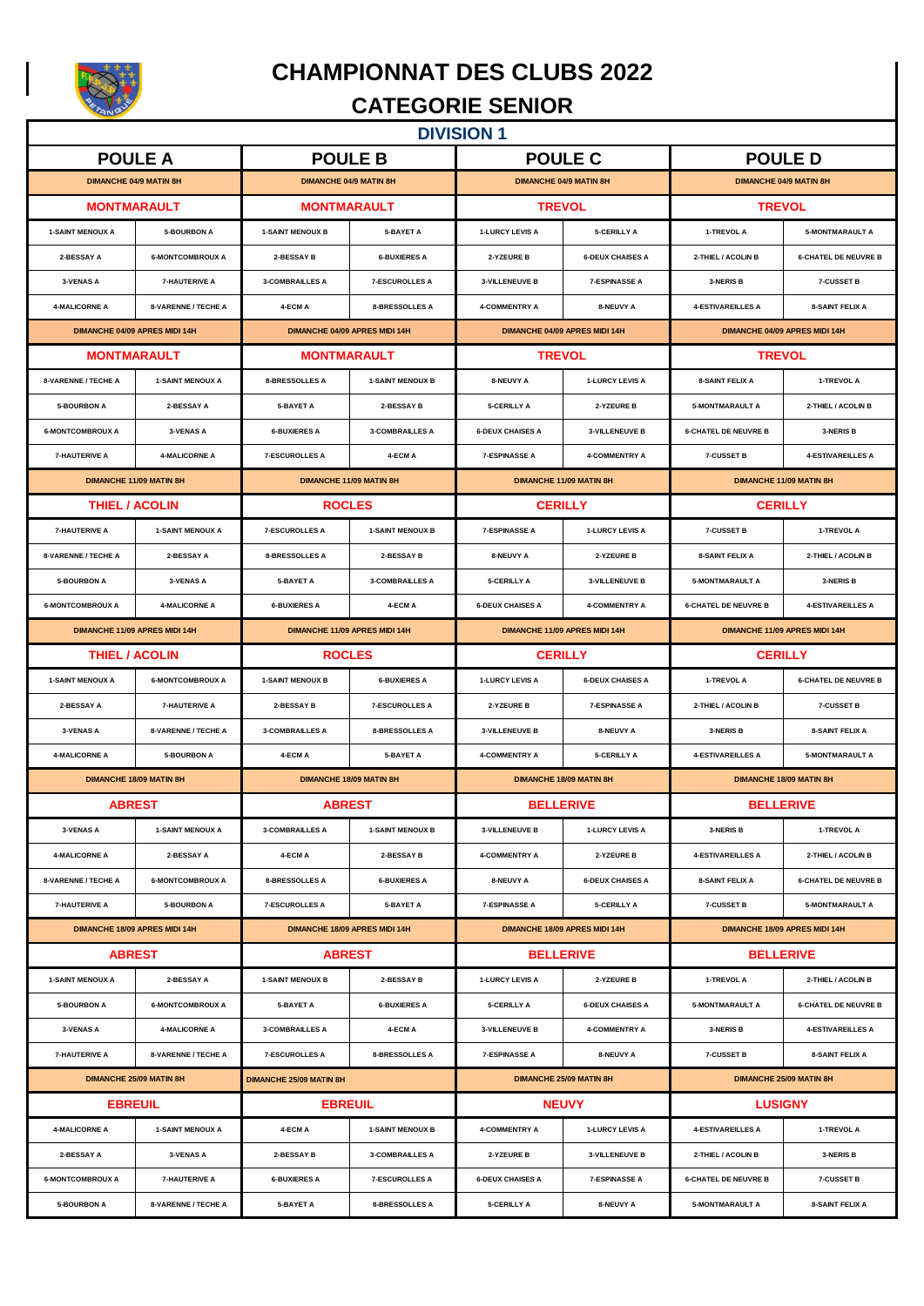# CHAMPIONNAT DES CLUBS 2022

## CATEGORIE SENIOR

### DIVISION 1

| POULE A | | POULE B | | POULE C | | POULE D | |
|---|---|---|---|---|---|---|---|
| DIMANCHE 04/9 MATIN 8H | | DIMANCHE 04/9 MATIN 8H | | DIMANCHE 04/9 MATIN 8H | | DIMANCHE 04/9 MATIN 8H | |
| MONTMARAULT | | MONTMARAULT | | TREVOL | | TREVOL | |
| 1-SAINT MENOUX A | 5-BOURBON A | 1-SAINT MENOUX B | 5-BAYET A | 1-LURCY LEVIS A | 5-CERILLY A | 1-TREVOL A | 5-MONTMARAULT A |
| 2-BESSAY A | 6-MONTCOMBROUX A | 2-BESSAY B | 6-BUXIERES A | 2-YZEURE B | 6-DEUX CHAISES A | 2-THIEL / ACOLIN B | 6-CHATEL DE NEUVRE B |
| 3-VENAS A | 7-HAUTERIVE A | 3-COMBRAILLES A | 7-ESCUROLLES A | 3-VILLENEUVE B | 7-ESPINASSE A | 3-NERIS B | 7-CUSSET B |
| 4-MALICORNE A | 8-VARENNE / TECHE A | 4-ECM A | 8-BRESSOLLES A | 4-COMMENTRY A | 8-NEUVY A | 4-ESTIVAREILLES A | 8-SAINT FELIX A |
| DIMANCHE 04/09 APRES MIDI 14H | | DIMANCHE 04/09 APRES MIDI 14H | | DIMANCHE 04/09 APRES MIDI 14H | | DIMANCHE 04/09 APRES MIDI 14H | |
| MONTMARAULT | | MONTMARAULT | | TREVOL | | TREVOL | |
| 8-VARENNE / TECHE A | 1-SAINT MENOUX A | 8-BRESSOLLES A | 1-SAINT MENOUX B | 8-NEUVY A | 1-LURCY LEVIS A | 8-SAINT FELIX A | 1-TREVOL A |
| 5-BOURBON A | 2-BESSAY A | 5-BAYET A | 2-BESSAY B | 5-CERILLY A | 2-YZEURE B | 5-MONTMARAULT A | 2-THIEL / ACOLIN B |
| 6-MONTCOMBROUX A | 3-VENAS A | 6-BUXIERES A | 3-COMBRAILLES A | 6-DEUX CHAISES A | 3-VILLENEUVE B | 6-CHATEL DE NEUVRE B | 3-NERIS B |
| 7-HAUTERIVE A | 4-MALICORNE A | 7-ESCUROLLES A | 4-ECM A | 7-ESPINASSE A | 4-COMMENTRY A | 7-CUSSET B | 4-ESTIVAREILLES A |
| DIMANCHE 11/09 MATIN 8H | | DIMANCHE 11/09 MATIN 8H | | DIMANCHE 11/09 MATIN 8H | | DIMANCHE 11/09 MATIN 8H | |
| THIEL / ACOLIN | | ROCLES | | CERILLY | | CERILLY | |
| 7-HAUTERIVE A | 1-SAINT MENOUX A | 7-ESCUROLLES A | 1-SAINT MENOUX B | 7-ESPINASSE A | 1-LURCY LEVIS A | 7-CUSSET B | 1-TREVOL A |
| 8-VARENNE / TECHE A | 2-BESSAY A | 8-BRESSOLLES A | 2-BESSAY B | 8-NEUVY A | 2-YZEURE B | 8-SAINT FELIX A | 2-THIEL / ACOLIN B |
| 5-BOURBON A | 3-VENAS A | 5-BAYET A | 3-COMBRAILLES A | 5-CERILLY A | 3-VILLENEUVE B | 5-MONTMARAULT A | 3-NERIS B |
| 6-MONTCOMBROUX A | 4-MALICORNE A | 6-BUXIERES A | 4-ECM A | 6-DEUX CHAISES A | 4-COMMENTRY A | 6-CHATEL DE NEUVRE B | 4-ESTIVAREILLES A |
| DIMANCHE 11/09 APRES MIDI 14H | | DIMANCHE 11/09 APRES MIDI 14H | | DIMANCHE 11/09 APRES MIDI 14H | | DIMANCHE 11/09 APRES MIDI 14H | |
| THIEL / ACOLIN | | ROCLES | | CERILLY | | CERILLY | |
| 1-SAINT MENOUX A | 6-MONTCOMBROUX A | 1-SAINT MENOUX B | 6-BUXIERES A | 1-LURCY LEVIS A | 6-DEUX CHAISES A | 1-TREVOL A | 6-CHATEL DE NEUVRE B |
| 2-BESSAY A | 7-HAUTERIVE A | 2-BESSAY B | 7-ESCUROLLES A | 2-YZEURE B | 7-ESPINASSE A | 2-THIEL / ACOLIN B | 7-CUSSET B |
| 3-VENAS A | 8-VARENNE / TECHE A | 3-COMBRAILLES A | 8-BRESSOLLES A | 3-VILLENEUVE B | 8-NEUVY A | 3-NERIS B | 8-SAINT FELIX A |
| 4-MALICORNE A | 5-BOURBON A | 4-ECM A | 5-BAYET A | 4-COMMENTRY A | 5-CERILLY A | 4-ESTIVAREILLES A | 5-MONTMARAULT A |
| DIMANCHE 18/09 MATIN 8H | | DIMANCHE 18/09 MATIN 8H | | DIMANCHE 18/09 MATIN 8H | | DIMANCHE 18/09 MATIN 8H | |
| ABREST | | ABREST | | BELLERIVE | | BELLERIVE | |
| 3-VENAS A | 1-SAINT MENOUX A | 3-COMBRAILLES A | 1-SAINT MENOUX B | 3-VILLENEUVE B | 1-LURCY LEVIS A | 3-NERIS B | 1-TREVOL A |
| 4-MALICORNE A | 2-BESSAY A | 4-ECM A | 2-BESSAY B | 4-COMMENTRY A | 2-YZEURE B | 4-ESTIVAREILLES A | 2-THIEL / ACOLIN B |
| 8-VARENNE / TECHE A | 6-MONTCOMBROUX A | 8-BRESSOLLES A | 6-BUXIERES A | 8-NEUVY A | 6-DEUX CHAISES A | 8-SAINT FELIX A | 6-CHATEL DE NEUVRE B |
| 7-HAUTERIVE A | 5-BOURBON A | 7-ESCUROLLES A | 5-BAYET A | 7-ESPINASSE A | 5-CERILLY A | 7-CUSSET B | 5-MONTMARAULT A |
| DIMANCHE 18/09 APRES MIDI 14H | | DIMANCHE 18/09 APRES MIDI 14H | | DIMANCHE 18/09 APRES MIDI 14H | | DIMANCHE 18/09 APRES MIDI 14H | |
| ABREST | | ABREST | | BELLERIVE | | BELLERIVE | |
| 1-SAINT MENOUX A | 2-BESSAY A | 1-SAINT MENOUX B | 2-BESSAY B | 1-LURCY LEVIS A | 2-YZEURE B | 1-TREVOL A | 2-THIEL / ACOLIN B |
| 5-BOURBON A | 6-MONTCOMBROUX A | 5-BAYET A | 6-BUXIERES A | 5-CERILLY A | 6-DEUX CHAISES A | 5-MONTMARAULT A | 6-CHATEL DE NEUVRE B |
| 3-VENAS A | 4-MALICORNE A | 3-COMBRAILLES A | 4-ECM A | 3-VILLENEUVE B | 4-COMMENTRY A | 3-NERIS B | 4-ESTIVAREILLES A |
| 7-HAUTERIVE A | 8-VARENNE / TECHE A | 7-ESCUROLLES A | 8-BRESSOLLES A | 7-ESPINASSE A | 8-NEUVY A | 7-CUSSET B | 8-SAINT FELIX A |
| DIMANCHE 25/09 MATIN 8H | | DIMANCHE 25/09 MATIN 8H | | DIMANCHE 25/09 MATIN 8H | | DIMANCHE 25/09 MATIN 8H | |
| EBREUIL | | EBREUIL | | NEUVY | | LUSIGNY | |
| 4-MALICORNE A | 1-SAINT MENOUX A | 4-ECM A | 1-SAINT MENOUX B | 4-COMMENTRY A | 1-LURCY LEVIS A | 4-ESTIVAREILLES A | 1-TREVOL A |
| 2-BESSAY A | 3-VENAS A | 2-BESSAY B | 3-COMBRAILLES A | 2-YZEURE B | 3-VILLENEUVE B | 2-THIEL / ACOLIN B | 3-NERIS B |
| 6-MONTCOMBROUX A | 7-HAUTERIVE A | 6-BUXIERES A | 7-ESCUROLLES A | 6-DEUX CHAISES A | 7-ESPINASSE A | 6-CHATEL DE NEUVRE B | 7-CUSSET B |
| 5-BOURBON A | 8-VARENNE / TECHE A | 5-BAYET A | 8-BRESSOLLES A | 5-CERILLY A | 8-NEUVY A | 5-MONTMARAULT A | 8-SAINT FELIX A |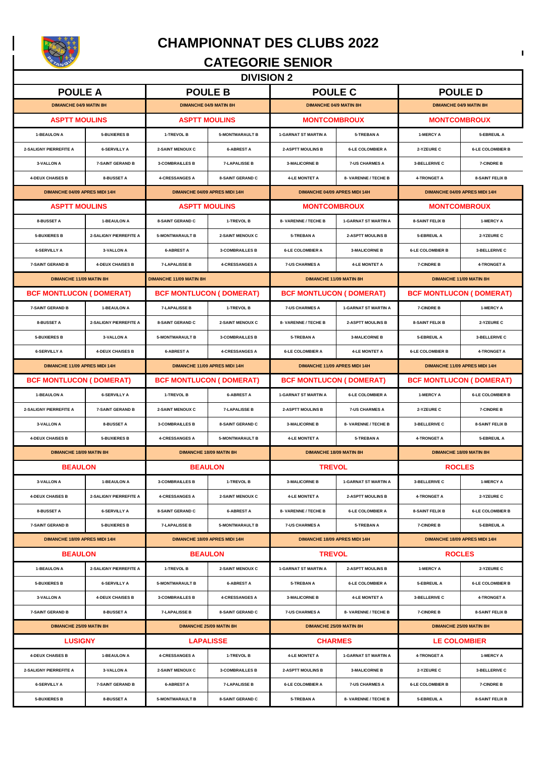# CHAMPIONNAT DES CLUBS 2022

## CATEGORIE SENIOR

### DIVISION 2

| POULE A | | POULE B | | POULE C | | POULE D | |
|---|---|---|---|---|---|---|---|
| DIMANCHE 04/9 MATIN 8H | | DIMANCHE 04/9 MATIN 8H | | DIMANCHE 04/9 MATIN 8H | | DIMANCHE 04/9 MATIN 8H | |
| ASPTT MOULINS | | ASPTT MOULINS | | MONTCOMBROUX | | MONTCOMBROUX | |
| 1-BEAULON A | 5-BUXIERES B | 1-TREVOL B | 5-MONTMARAULT B | 1-GARNAT ST MARTIN A | 5-TREBAN A | 1-MERCY A | 5-EBREUIL A |
| 2-SALIGNY PIERREFITE A | 6-SERVILLY A | 2-SAINT MENOUX C | 6-ABREST A | 2-ASPTT MOULINS B | 6-LE COLOMBIER A | 2-YZEURE C | 6-LE COLOMBIER B |
| 3-VALLON A | 7-SAINT GERAND B | 3-COMBRAILLES B | 7-LAPALISSE B | 3-MALICORNE B | 7-US CHARMES A | 3-BELLERIVE C | 7-CINDRE B |
| 4-DEUX CHAISES B | 8-BUSSET A | 4-CRESSANGES A | 8-SAINT GERAND C | 4-LE MONTET A | 8- VARENNE / TECHE B | 4-TRONGET A | 8-SAINT FELIX B |
| DIMANCHE 04/09 APRES MIDI 14H | | DIMANCHE 04/09 APRES MIDI 14H | | DIMANCHE 04/09 APRES MIDI 14H | | DIMANCHE 04/09 APRES MIDI 14H | |
| ASPTT MOULINS | | ASPTT MOULINS | | MONTCOMBROUX | | MONTCOMBROUX | |
| 8-BUSSET A | 1-BEAULON A | 8-SAINT GERAND C | 1-TREVOL B | 8- VARENNE / TECHE B | 1-GARNAT ST MARTIN A | 8-SAINT FELIX B | 1-MERCY A |
| 5-BUXIERES B | 2-SALIGNY PIERREFITE A | 5-MONTMARAULT B | 2-SAINT MENOUX C | 5-TREBAN A | 2-ASPTT MOULINS B | 5-EBREUIL A | 2-YZEURE C |
| 6-SERVILLY A | 3-VALLON A | 6-ABREST A | 3-COMBRAILLES B | 6-LE COLOMBIER A | 3-MALICORNE B | 6-LE COLOMBIER B | 3-BELLERIVE C |
| 7-SAINT GERAND B | 4-DEUX CHAISES B | 7-LAPALISSE B | 4-CRESSANGES A | 7-US CHARMES A | 4-LE MONTET A | 7-CINDRE B | 4-TRONGET A |
| DIMANCHE 11/09 MATIN 8H | | DIMANCHE 11/09 MATIN 8H | | DIMANCHE 11/09 MATIN 8H | | DIMANCHE 11/09 MATIN 8H | |
| BCF MONTLUCON ( DOMERAT) | | BCF MONTLUCON ( DOMERAT) | | BCF MONTLUCON ( DOMERAT) | | BCF MONTLUCON ( DOMERAT) | |
| 7-SAINT GERAND B | 1-BEAULON A | 7-LAPALISSE B | 1-TREVOL B | 7-US CHARMES A | 1-GARNAT ST MARTIN A | 7-CINDRE B | 1-MERCY A |
| 8-BUSSET A | 2-SALIGNY PIERREFITE A | 8-SAINT GERAND C | 2-SAINT MENOUX C | 8- VARENNE / TECHE B | 2-ASPTT MOULINS B | 8-SAINT FELIX B | 2-YZEURE C |
| 5-BUXIERES B | 3-VALLON A | 5-MONTMARAULT B | 3-COMBRAILLES B | 5-TREBAN A | 3-MALICORNE B | 5-EBREUIL A | 3-BELLERIVE C |
| 6-SERVILLY A | 4-DEUX CHAISES B | 6-ABREST A | 4-CRESSANGES A | 6-LE COLOMBIER A | 4-LE MONTET A | 6-LE COLOMBIER B | 4-TRONGET A |
| DIMANCHE 11/09 APRES MIDI 14H | | DIMANCHE 11/09 APRES MIDI 14H | | DIMANCHE 11/09 APRES MIDI 14H | | DIMANCHE 11/09 APRES MIDI 14H | |
| BCF MONTLUCON ( DOMERAT) | | BCF MONTLUCON ( DOMERAT) | | BCF MONTLUCON ( DOMERAT) | | BCF MONTLUCON ( DOMERAT) | |
| 1-BEAULON A | 6-SERVILLY A | 1-TREVOL B | 6-ABREST A | 1-GARNAT ST MARTIN A | 6-LE COLOMBIER A | 1-MERCY A | 6-LE COLOMBIER B |
| 2-SALIGNY PIERREFITE A | 7-SAINT GERAND B | 2-SAINT MENOUX C | 7-LAPALISSE B | 2-ASPTT MOULINS B | 7-US CHARMES A | 2-YZEURE C | 7-CINDRE B |
| 3-VALLON A | 8-BUSSET A | 3-COMBRAILLES B | 8-SAINT GERAND C | 3-MALICORNE B | 8- VARENNE / TECHE B | 3-BELLERIVE C | 8-SAINT FELIX B |
| 4-DEUX CHAISES B | 5-BUXIERES B | 4-CRESSANGES A | 5-MONTMARAULT B | 4-LE MONTET A | 5-TREBAN A | 4-TRONGET A | 5-EBREUIL A |
| DIMANCHE 18/09 MATIN 8H | | DIMANCHE 18/09 MATIN 8H | | DIMANCHE 18/09 MATIN 8H | | DIMANCHE 18/09 MATIN 8H | |
| BEAULON | | BEAULON | | TREVOL | | ROCLES | |
| 3-VALLON A | 1-BEAULON A | 3-COMBRAILLES B | 1-TREVOL B | 3-MALICORNE B | 1-GARNAT ST MARTIN A | 3-BELLERIVE C | 1-MERCY A |
| 4-DEUX CHAISES B | 2-SALIGNY PIERREFITE A | 4-CRESSANGES A | 2-SAINT MENOUX C | 4-LE MONTET A | 2-ASPTT MOULINS B | 4-TRONGET A | 2-YZEURE C |
| 8-BUSSET A | 6-SERVILLY A | 8-SAINT GERAND C | 6-ABREST A | 8- VARENNE / TECHE B | 6-LE COLOMBIER A | 8-SAINT FELIX B | 6-LE COLOMBIER B |
| 7-SAINT GERAND B | 5-BUXIERES B | 7-LAPALISSE B | 5-MONTMARAULT B | 7-US CHARMES A | 5-TREBAN A | 7-CINDRE B | 5-EBREUIL A |
| DIMANCHE 18/09 APRES MIDI 14H | | DIMANCHE 18/09 APRES MIDI 14H | | DIMANCHE 18/09 APRES MIDI 14H | | DIMANCHE 18/09 APRES MIDI 14H | |
| BEAULON | | BEAULON | | TREVOL | | ROCLES | |
| 1-BEAULON A | 2-SALIGNY PIERREFITE A | 1-TREVOL B | 2-SAINT MENOUX C | 1-GARNAT ST MARTIN A | 2-ASPTT MOULINS B | 1-MERCY A | 2-YZEURE C |
| 5-BUXIERES B | 6-SERVILLY A | 5-MONTMARAULT B | 6-ABREST A | 5-TREBAN A | 6-LE COLOMBIER A | 5-EBREUIL A | 6-LE COLOMBIER B |
| 3-VALLON A | 4-DEUX CHAISES B | 3-COMBRAILLES B | 4-CRESSANGES A | 3-MALICORNE B | 4-LE MONTET A | 3-BELLERIVE C | 4-TRONGET A |
| 7-SAINT GERAND B | 8-BUSSET A | 7-LAPALISSE B | 8-SAINT GERAND C | 7-US CHARMES A | 8- VARENNE / TECHE B | 7-CINDRE B | 8-SAINT FELIX B |
| DIMANCHE 25/09 MATIN 8H | | DIMANCHE 25/09 MATIN 8H | | DIMANCHE 25/09 MATIN 8H | | DIMANCHE 25/09 MATIN 8H | |
| LUSIGNY | | LAPALISSE | | CHARMES | | LE COLOMBIER | |
| 4-DEUX CHAISES B | 1-BEAULON A | 4-CRESSANGES A | 1-TREVOL B | 4-LE MONTET A | 1-GARNAT ST MARTIN A | 4-TRONGET A | 1-MERCY A |
| 2-SALIGNY PIERREFITE A | 3-VALLON A | 2-SAINT MENOUX C | 3-COMBRAILLES B | 2-ASPTT MOULINS B | 3-MALICORNE B | 2-YZEURE C | 3-BELLERIVE C |
| 6-SERVILLY A | 7-SAINT GERAND B | 6-ABREST A | 7-LAPALISSE B | 6-LE COLOMBIER A | 7-US CHARMES A | 6-LE COLOMBIER B | 7-CINDRE B |
| 5-BUXIERES B | 8-BUSSET A | 5-MONTMARAULT B | 8-SAINT GERAND C | 5-TREBAN A | 8- VARENNE / TECHE B | 5-EBREUIL A | 8-SAINT FELIX B |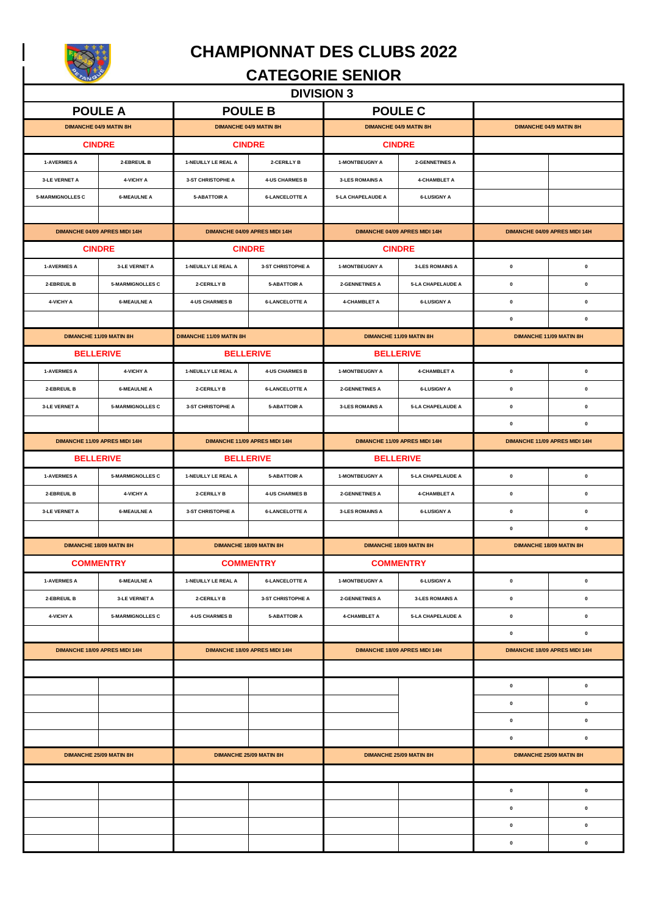# CHAMPIONNAT DES CLUBS 2022

## CATEGORIE SENIOR

### DIVISION 3

| POULE A | | POULE B | | POULE C | | | |
|---|---|---|---|---|---|---|---|
| DIMANCHE 04/9 MATIN 8H | | DIMANCHE 04/9 MATIN 8H | | DIMANCHE 04/9 MATIN 8H | | DIMANCHE 04/9 MATIN 8H | |
| CINDRE | | CINDRE | | CINDRE | | | |
| 1-AVERMES A | 2-EBREUIL B | 1-NEUILLY LE REAL A | 2-CERILLY B | 1-MONTBEUGNY A | 2-GENNETINES A | | |
| 3-LE VERNET A | 4-VICHY A | 3-ST CHRISTOPHE A | 4-US CHARMES B | 3-LES ROMAINS A | 4-CHAMBLET A | | |
| 5-MARMIGNOLLES C | 6-MEAULNE A | 5-ABATTOIR A | 6-LANCELOTTE A | 5-LA CHAPELAUDE A | 6-LUSIGNY A | | |
| | | | | | | | |
| DIMANCHE 04/09 APRES MIDI 14H | | DIMANCHE 04/09 APRES MIDI 14H | | DIMANCHE 04/09 APRES MIDI 14H | | DIMANCHE 04/09 APRES MIDI 14H | |
| CINDRE | | CINDRE | | CINDRE | | | |
| 1-AVERMES A | 3-LE VERNET A | 1-NEUILLY LE REAL A | 3-ST CHRISTOPHE A | 1-MONTBEUGNY A | 3-LES ROMAINS A | 0 | 0 |
| 2-EBREUIL B | 5-MARMIGNOLLES C | 2-CERILLY B | 5-ABATTOIR A | 2-GENNETINES A | 5-LA CHAPELAUDE A | 0 | 0 |
| 4-VICHY A | 6-MEAULNE A | 4-US CHARMES B | 6-LANCELOTTE A | 4-CHAMBLET A | 6-LUSIGNY A | 0 | 0 |
| | | | | | | 0 | 0 |
| DIMANCHE 11/09 MATIN 8H | | DIMANCHE 11/09 MATIN 8H | | DIMANCHE 11/09 MATIN 8H | | DIMANCHE 11/09 MATIN 8H | |
| BELLERIVE | | BELLERIVE | | BELLERIVE | | | |
| 1-AVERMES A | 4-VICHY A | 1-NEUILLY LE REAL A | 4-US CHARMES B | 1-MONTBEUGNY A | 4-CHAMBLET A | 0 | 0 |
| 2-EBREUIL B | 6-MEAULNE A | 2-CERILLY B | 6-LANCELOTTE A | 2-GENNETINES A | 6-LUSIGNY A | 0 | 0 |
| 3-LE VERNET A | 5-MARMIGNOLLES C | 3-ST CHRISTOPHE A | 5-ABATTOIR A | 3-LES ROMAINS A | 5-LA CHAPELAUDE A | 0 | 0 |
| | | | | | | 0 | 0 |
| DIMANCHE 11/09 APRES MIDI 14H | | DIMANCHE 11/09 APRES MIDI 14H | | DIMANCHE 11/09 APRES MIDI 14H | | DIMANCHE 11/09 APRES MIDI 14H | |
| BELLERIVE | | BELLERIVE | | BELLERIVE | | | |
| 1-AVERMES A | 5-MARMIGNOLLES C | 1-NEUILLY LE REAL A | 5-ABATTOIR A | 1-MONTBEUGNY A | 5-LA CHAPELAUDE A | 0 | 0 |
| 2-EBREUIL B | 4-VICHY A | 2-CERILLY B | 4-US CHARMES B | 2-GENNETINES A | 4-CHAMBLET A | 0 | 0 |
| 3-LE VERNET A | 6-MEAULNE A | 3-ST CHRISTOPHE A | 6-LANCELOTTE A | 3-LES ROMAINS A | 6-LUSIGNY A | 0 | 0 |
| | | | | | | 0 | 0 |
| DIMANCHE 18/09 MATIN 8H | | DIMANCHE 18/09 MATIN 8H | | DIMANCHE 18/09 MATIN 8H | | DIMANCHE 18/09 MATIN 8H | |
| COMMENTRY | | COMMENTRY | | COMMENTRY | | | |
| 1-AVERMES A | 6-MEAULNE A | 1-NEUILLY LE REAL A | 6-LANCELOTTE A | 1-MONTBEUGNY A | 6-LUSIGNY A | 0 | 0 |
| 2-EBREUIL B | 3-LE VERNET A | 2-CERILLY B | 3-ST CHRISTOPHE A | 2-GENNETINES A | 3-LES ROMAINS A | 0 | 0 |
| 4-VICHY A | 5-MARMIGNOLLES C | 4-US CHARMES B | 5-ABATTOIR A | 4-CHAMBLET A | 5-LA CHAPELAUDE A | 0 | 0 |
| | | | | | | 0 | 0 |
| DIMANCHE 18/09 APRES MIDI 14H | | DIMANCHE 18/09 APRES MIDI 14H | | DIMANCHE 18/09 APRES MIDI 14H | | DIMANCHE 18/09 APRES MIDI 14H | |
| | | | | | | | |
| | | | | | | 0 | 0 |
| | | | | | | 0 | 0 |
| | | | | | | 0 | 0 |
| | | | | | | 0 | 0 |
| DIMANCHE 25/09 MATIN 8H | | DIMANCHE 25/09 MATIN 8H | | DIMANCHE 25/09 MATIN 8H | | DIMANCHE 25/09 MATIN 8H | |
| | | | | | | | |
| | | | | | | 0 | 0 |
| | | | | | | 0 | 0 |
| | | | | | | 0 | 0 |
| | | | | | | 0 | 0 |